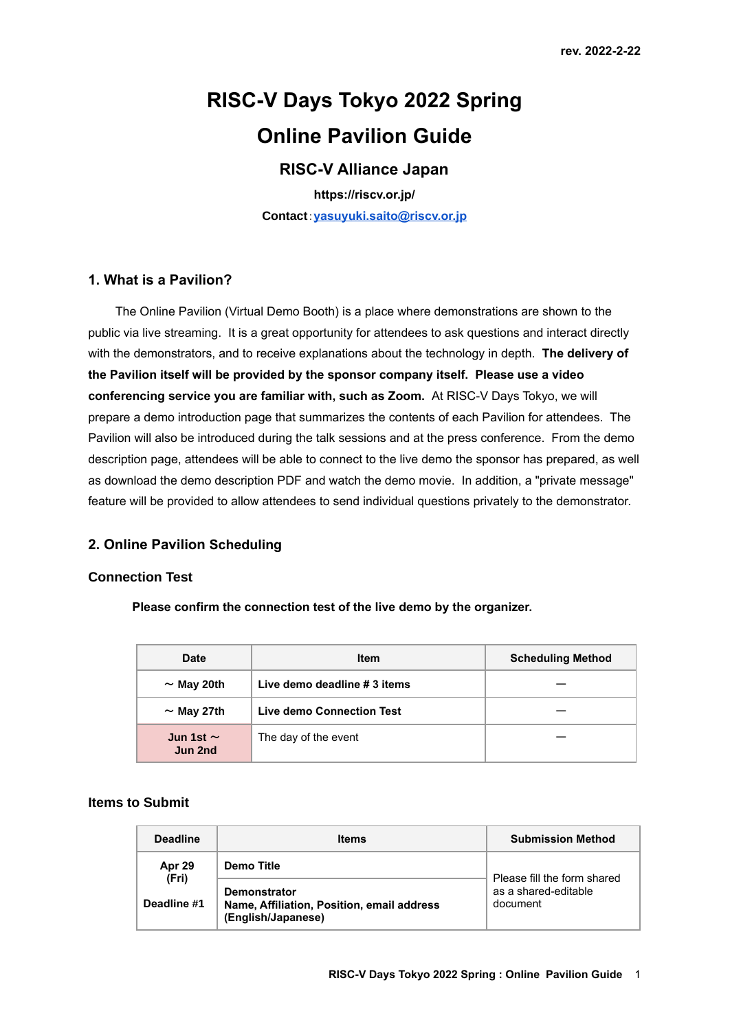rev. 2022-2-22

# RISC-V Days Tokyo 2022 Spring
# Online Pavilion Guide

### RISC-V Alliance Japan

**https://riscv.or.jp/**

**Contact**：**yasuyuki.saito@riscv.or.jp**

## 1. What is a Pavilion?

The Online Pavilion (Virtual Demo Booth) is a place where demonstrations are shown to the public via live streaming. It is a great opportunity for attendees to ask questions and interact directly with the demonstrators, and to receive explanations about the technology in depth. **The delivery of the Pavilion itself will be provided by the sponsor company itself. Please use a video conferencing service you are familiar with, such as Zoom.** At RISC-V Days Tokyo, we will prepare a demo introduction page that summarizes the contents of each Pavilion for attendees. The Pavilion will also be introduced during the talk sessions and at the press conference. From the demo description page, attendees will be able to connect to the live demo the sponsor has prepared, as well as download the demo description PDF and watch the demo movie. In addition, a "private message" feature will be provided to allow attendees to send individual questions privately to the demonstrator.

## 2. Online Pavilion Scheduling

### Connection Test

**Please confirm the connection test of the live demo by the organizer.**

| Date | Item | Scheduling Method |
|---|---|---|
| **～ May 20th** | **Live demo deadline # 3 items** | — |
| **～ May 27th** | **Live demo Connection Test** | — |
| **Jun 1st ～ Jun 2nd** | The day of the event | — |

### Items to Submit

| Deadline | Items | Submission Method |
|---|---|---|
| **Apr 29 (Fri)**<br><br>**Deadline #1** | **Demo Title** | Please fill the form shared as a shared-editable document |
| | **Demonstrator**<br>**Name, Affiliation, Position, email address (English/Japanese)** | |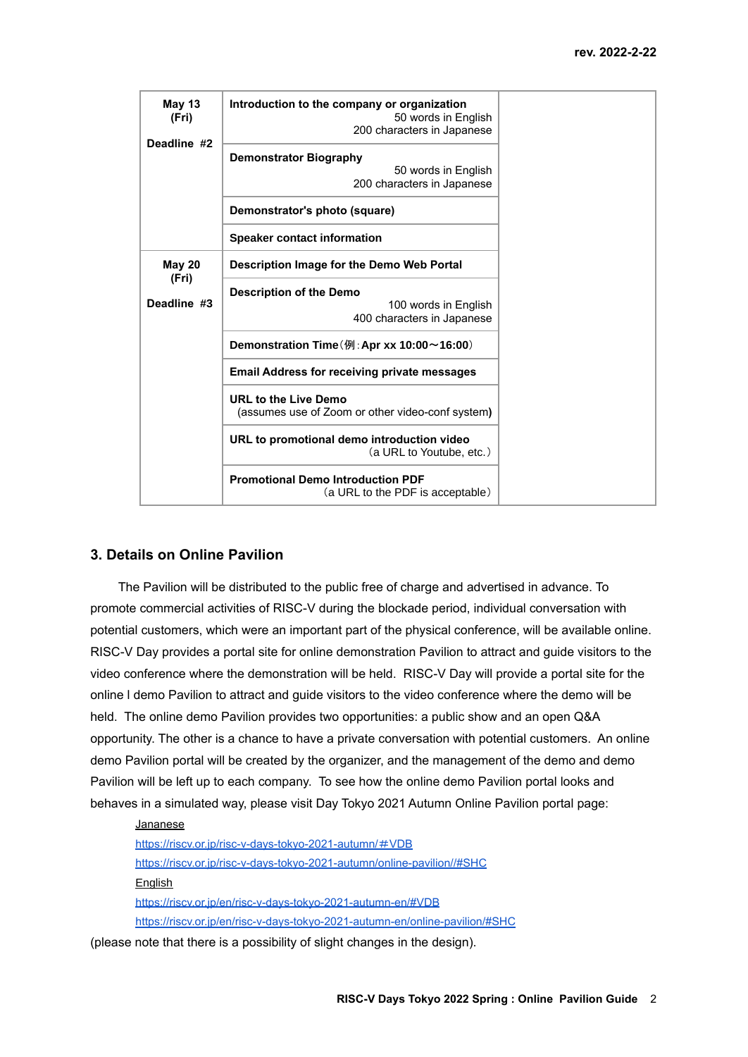| | | |
|---|---|---|
| **May 13 (Fri)**<br><br>**Deadline #2** | **Introduction to the company or organization**<br>50 words in English<br>200 characters in Japanese | |
| | **Demonstrator Biography**<br>50 words in English<br>200 characters in Japanese | |
| | **Demonstrator's photo (square)** | |
| | **Speaker contact information** | |
| **May 20 (Fri)**<br><br>**Deadline #3** | **Description Image for the Demo Web Portal** | |
| | **Description of the Demo**<br>100 words in English<br>400 characters in Japanese | |
| | **Demonstration Time**（例：**Apr xx 10:00～16:00**） | |
| | **Email Address for receiving private messages** | |
| | **URL to the Live Demo**<br>(assumes use of Zoom or other video-conf system**)** | |
| | **URL to promotional demo introduction video**<br>（a URL to Youtube, etc.） | |
| | **Promotional Demo Introduction PDF**<br>（a URL to the PDF is acceptable） | |

## 3. Details on Online Pavilion

The Pavilion will be distributed to the public free of charge and advertised in advance. To promote commercial activities of RISC-V during the blockade period, individual conversation with potential customers, which were an important part of the physical conference, will be available online. RISC-V Day provides a portal site for online demonstration Pavilion to attract and guide visitors to the video conference where the demonstration will be held. RISC-V Day will provide a portal site for the online l demo Pavilion to attract and guide visitors to the video conference where the demo will be held. The online demo Pavilion provides two opportunities: a public show and an open Q&A opportunity. The other is a chance to have a private conversation with potential customers. An online demo Pavilion portal will be created by the organizer, and the management of the demo and demo Pavilion will be left up to each company. To see how the online demo Pavilion portal looks and behaves in a simulated way, please visit Day Tokyo 2021 Autumn Online Pavilion portal page:

Jananese
https://riscv.or.jp/risc-v-days-tokyo-2021-autumn/#VDB
https://riscv.or.jp/risc-v-days-tokyo-2021-autumn/online-pavilion//#SHC
English
https://riscv.or.jp/en/risc-v-days-tokyo-2021-autumn-en/#VDB
https://riscv.or.jp/en/risc-v-days-tokyo-2021-autumn-en/online-pavilion/#SHC

(please note that there is a possibility of slight changes in the design).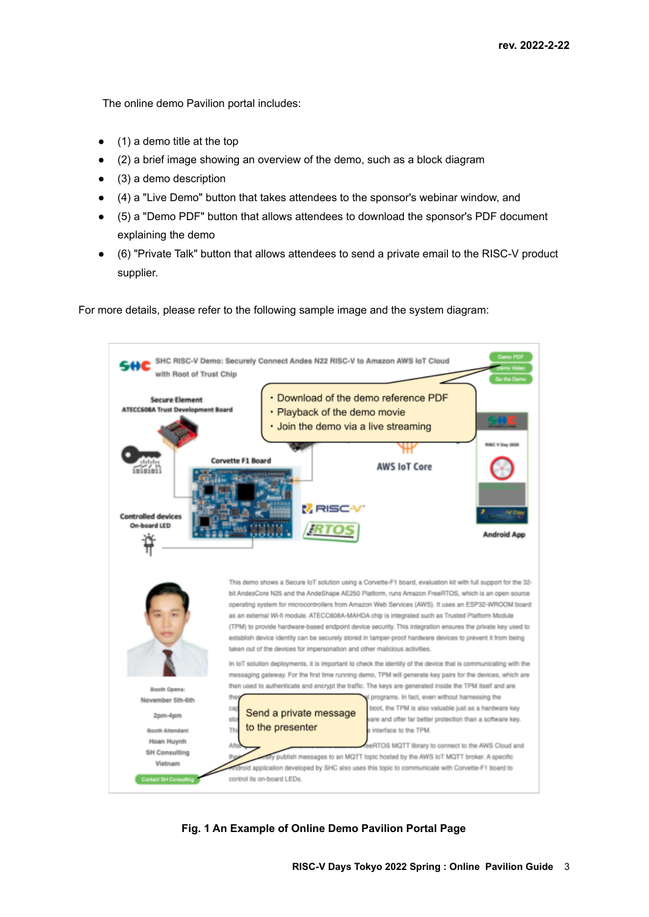rev. 2022-2-22

The online demo Pavilion portal includes:

- (1) a demo title at the top
- (2) a brief image showing an overview of the demo, such as a block diagram
- (3) a demo description
- (4) a "Live Demo" button that takes attendees to the sponsor's webinar window, and
- (5) a "Demo PDF" button that allows attendees to download the sponsor's PDF document explaining the demo
- (6) "Private Talk" button that allows attendees to send a private email to the RISC-V product supplier.

For more details, please refer to the following sample image and the system diagram:

**Fig. 1 An Example of Online Demo Pavilion Portal Page**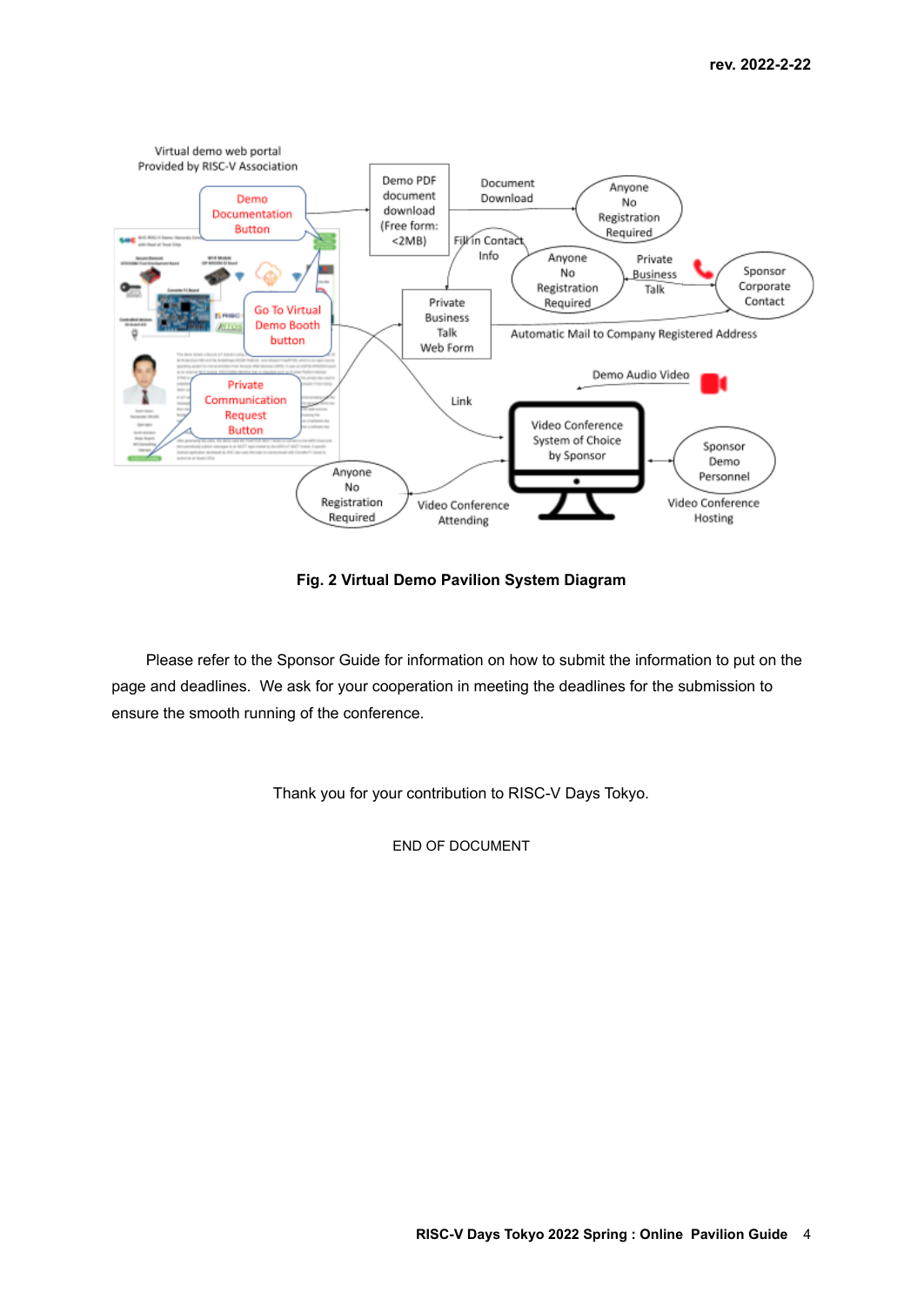rev. 2022-2-22

Virtual demo web portal
Provided by RISC-V Association

Demo Documentation Button

Go To Virtual Demo Booth button

Private Communication Request Button

Demo PDF document download (Free form: <2MB)

Document Download

Anyone No Registration Required

Fill in Contact Info

Anyone No Registration Required

Private Business Talk

Sponsor Corporate Contact

Private Business Talk Web Form

Automatic Mail to Company Registered Address

Demo Audio Video

Link

Video Conference System of Choice by Sponsor

Sponsor Demo Personnel

Anyone No Registration Required

Video Conference Attending

Video Conference Hosting

**Fig. 2 Virtual Demo Pavilion System Diagram**

Please refer to the Sponsor Guide for information on how to submit the information to put on the page and deadlines. We ask for your cooperation in meeting the deadlines for the submission to ensure the smooth running of the conference.

Thank you for your contribution to RISC-V Days Tokyo.

END OF DOCUMENT